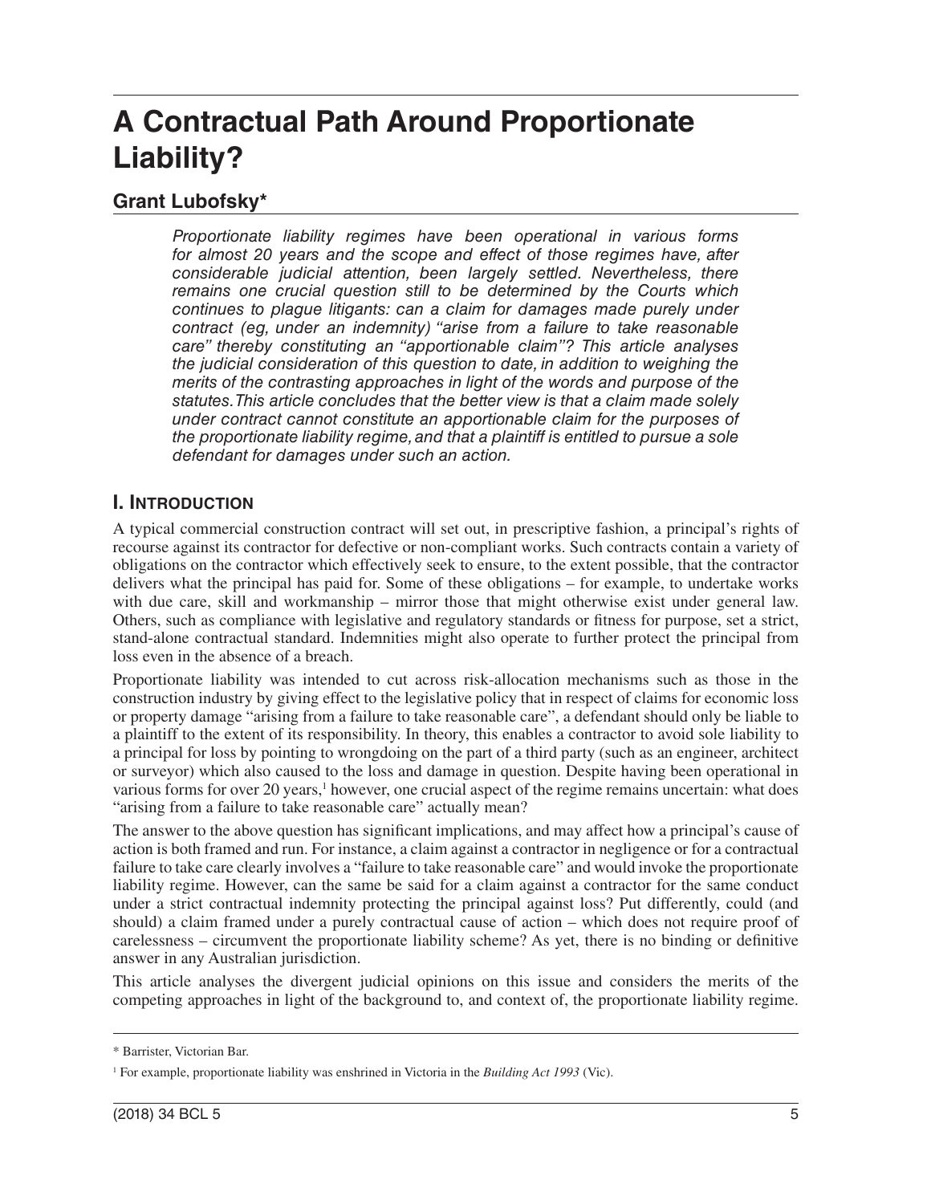# A Contractual Path Around Proportionate Liability?

## Grant Lubofsky*

*Proportionate liability regimes have been operational in various forms for almost 20 years and the scope and effect of those regimes have, after considerable judicial attention, been largely settled. Nevertheless, there remains one crucial question still to be determined by the Courts which continues to plague litigants: can a claim for damages made purely under contract (eg, under an indemnity) "arise from a failure to take reasonable care" thereby constituting an "apportionable claim"? This article analyses the judicial consideration of this question to date, in addition to weighing the merits of the contrasting approaches in light of the words and purpose of the statutes. This article concludes that the better view is that a claim made solely under contract cannot constitute an apportionable claim for the purposes of the proportionate liability regime, and that a plaintiff is entitled to pursue a sole defendant for damages under such an action.*

## I. Introduction

A typical commercial construction contract will set out, in prescriptive fashion, a principal's rights of recourse against its contractor for defective or non-compliant works. Such contracts contain a variety of obligations on the contractor which effectively seek to ensure, to the extent possible, that the contractor delivers what the principal has paid for. Some of these obligations – for example, to undertake works with due care, skill and workmanship – mirror those that might otherwise exist under general law. Others, such as compliance with legislative and regulatory standards or fitness for purpose, set a strict, stand-alone contractual standard. Indemnities might also operate to further protect the principal from loss even in the absence of a breach.

Proportionate liability was intended to cut across risk-allocation mechanisms such as those in the construction industry by giving effect to the legislative policy that in respect of claims for economic loss or property damage "arising from a failure to take reasonable care", a defendant should only be liable to a plaintiff to the extent of its responsibility. In theory, this enables a contractor to avoid sole liability to a principal for loss by pointing to wrongdoing on the part of a third party (such as an engineer, architect or surveyor) which also caused to the loss and damage in question. Despite having been operational in various forms for over 20 years,[1] however, one crucial aspect of the regime remains uncertain: what does "arising from a failure to take reasonable care" actually mean?

The answer to the above question has significant implications, and may affect how a principal's cause of action is both framed and run. For instance, a claim against a contractor in negligence or for a contractual failure to take care clearly involves a "failure to take reasonable care" and would invoke the proportionate liability regime. However, can the same be said for a claim against a contractor for the same conduct under a strict contractual indemnity protecting the principal against loss? Put differently, could (and should) a claim framed under a purely contractual cause of action – which does not require proof of carelessness – circumvent the proportionate liability scheme? As yet, there is no binding or definitive answer in any Australian jurisdiction.

This article analyses the divergent judicial opinions on this issue and considers the merits of the competing approaches in light of the background to, and context of, the proportionate liability regime.

---

\* Barrister, Victorian Bar.

[1] For example, proportionate liability was enshrined in Victoria in the *Building Act 1993* (Vic).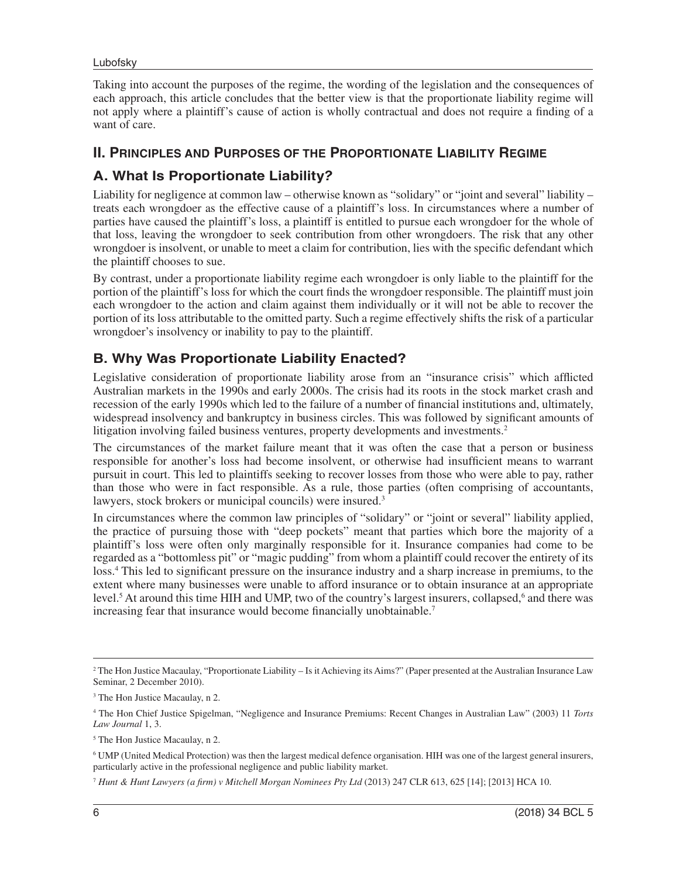Taking into account the purposes of the regime, the wording of the legislation and the consequences of each approach, this article concludes that the better view is that the proportionate liability regime will not apply where a plaintiff's cause of action is wholly contractual and does not require a finding of a want of care.

## II. Principles and Purposes of the Proportionate Liability Regime

### A. What Is Proportionate Liability?

Liability for negligence at common law – otherwise known as "solidary" or "joint and several" liability – treats each wrongdoer as the effective cause of a plaintiff's loss. In circumstances where a number of parties have caused the plaintiff's loss, a plaintiff is entitled to pursue each wrongdoer for the whole of that loss, leaving the wrongdoer to seek contribution from other wrongdoers. The risk that any other wrongdoer is insolvent, or unable to meet a claim for contribution, lies with the specific defendant which the plaintiff chooses to sue.

By contrast, under a proportionate liability regime each wrongdoer is only liable to the plaintiff for the portion of the plaintiff's loss for which the court finds the wrongdoer responsible. The plaintiff must join each wrongdoer to the action and claim against them individually or it will not be able to recover the portion of its loss attributable to the omitted party. Such a regime effectively shifts the risk of a particular wrongdoer's insolvency or inability to pay to the plaintiff.

### B. Why Was Proportionate Liability Enacted?

Legislative consideration of proportionate liability arose from an "insurance crisis" which afflicted Australian markets in the 1990s and early 2000s. The crisis had its roots in the stock market crash and recession of the early 1990s which led to the failure of a number of financial institutions and, ultimately, widespread insolvency and bankruptcy in business circles. This was followed by significant amounts of litigation involving failed business ventures, property developments and investments.[2]

The circumstances of the market failure meant that it was often the case that a person or business responsible for another's loss had become insolvent, or otherwise had insufficient means to warrant pursuit in court. This led to plaintiffs seeking to recover losses from those who were able to pay, rather than those who were in fact responsible. As a rule, those parties (often comprising of accountants, lawyers, stock brokers or municipal councils) were insured.[3]

In circumstances where the common law principles of "solidary" or "joint or several" liability applied, the practice of pursuing those with "deep pockets" meant that parties which bore the majority of a plaintiff's loss were often only marginally responsible for it. Insurance companies had come to be regarded as a "bottomless pit" or "magic pudding" from whom a plaintiff could recover the entirety of its loss.[4] This led to significant pressure on the insurance industry and a sharp increase in premiums, to the extent where many businesses were unable to afford insurance or to obtain insurance at an appropriate level.[5] At around this time HIH and UMP, two of the country's largest insurers, collapsed,[6] and there was increasing fear that insurance would become financially unobtainable.[7]

---

[2] The Hon Justice Macaulay, "Proportionate Liability – Is it Achieving its Aims?" (Paper presented at the Australian Insurance Law Seminar, 2 December 2010).

[3] The Hon Justice Macaulay, n 2.

[4] The Hon Chief Justice Spigelman, "Negligence and Insurance Premiums: Recent Changes in Australian Law" (2003) 11 *Torts Law Journal* 1, 3.

[5] The Hon Justice Macaulay, n 2.

[6] UMP (United Medical Protection) was then the largest medical defence organisation. HIH was one of the largest general insurers, particularly active in the professional negligence and public liability market.

[7] *Hunt & Hunt Lawyers (a firm) v Mitchell Morgan Nominees Pty Ltd* (2013) 247 CLR 613, 625 [14]; [2013] HCA 10.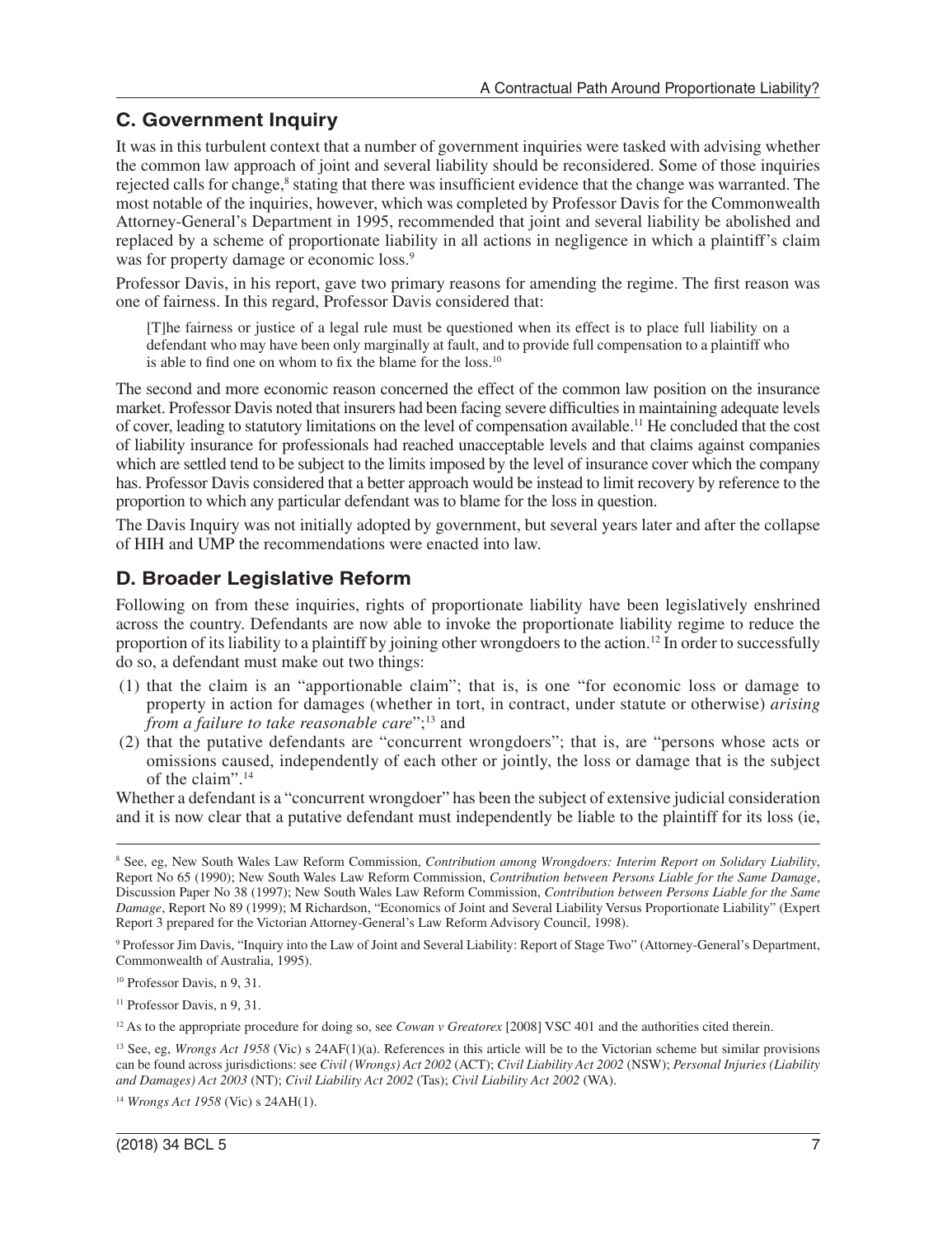## C. Government Inquiry

It was in this turbulent context that a number of government inquiries were tasked with advising whether the common law approach of joint and several liability should be reconsidered. Some of those inquiries rejected calls for change,[8] stating that there was insufficient evidence that the change was warranted. The most notable of the inquiries, however, which was completed by Professor Davis for the Commonwealth Attorney-General's Department in 1995, recommended that joint and several liability be abolished and replaced by a scheme of proportionate liability in all actions in negligence in which a plaintiff's claim was for property damage or economic loss.[9]

Professor Davis, in his report, gave two primary reasons for amending the regime. The first reason was one of fairness. In this regard, Professor Davis considered that:

> [T]he fairness or justice of a legal rule must be questioned when its effect is to place full liability on a defendant who may have been only marginally at fault, and to provide full compensation to a plaintiff who is able to find one on whom to fix the blame for the loss.[10]

The second and more economic reason concerned the effect of the common law position on the insurance market. Professor Davis noted that insurers had been facing severe difficulties in maintaining adequate levels of cover, leading to statutory limitations on the level of compensation available.[11] He concluded that the cost of liability insurance for professionals had reached unacceptable levels and that claims against companies which are settled tend to be subject to the limits imposed by the level of insurance cover which the company has. Professor Davis considered that a better approach would be instead to limit recovery by reference to the proportion to which any particular defendant was to blame for the loss in question.

The Davis Inquiry was not initially adopted by government, but several years later and after the collapse of HIH and UMP the recommendations were enacted into law.

## D. Broader Legislative Reform

Following on from these inquiries, rights of proportionate liability have been legislatively enshrined across the country. Defendants are now able to invoke the proportionate liability regime to reduce the proportion of its liability to a plaintiff by joining other wrongdoers to the action.[12] In order to successfully do so, a defendant must make out two things:

(1) that the claim is an "apportionable claim"; that is, is one "for economic loss or damage to property in action for damages (whether in tort, in contract, under statute or otherwise) *arising from a failure to take reasonable care*";[13] and

(2) that the putative defendants are "concurrent wrongdoers"; that is, are "persons whose acts or omissions caused, independently of each other or jointly, the loss or damage that is the subject of the claim".[14]

Whether a defendant is a "concurrent wrongdoer" has been the subject of extensive judicial consideration and it is now clear that a putative defendant must independently be liable to the plaintiff for its loss (ie,

---

[8] See, eg, New South Wales Law Reform Commission, *Contribution among Wrongdoers: Interim Report on Solidary Liability*, Report No 65 (1990); New South Wales Law Reform Commission, *Contribution between Persons Liable for the Same Damage*, Discussion Paper No 38 (1997); New South Wales Law Reform Commission, *Contribution between Persons Liable for the Same Damage*, Report No 89 (1999); M Richardson, "Economics of Joint and Several Liability Versus Proportionate Liability" (Expert Report 3 prepared for the Victorian Attorney-General's Law Reform Advisory Council, 1998).

[9] Professor Jim Davis, "Inquiry into the Law of Joint and Several Liability: Report of Stage Two" (Attorney-General's Department, Commonwealth of Australia, 1995).

[10] Professor Davis, n 9, 31.

[11] Professor Davis, n 9, 31.

[12] As to the appropriate procedure for doing so, see *Cowan v Greatorex* [2008] VSC 401 and the authorities cited therein.

[13] See, eg, *Wrongs Act 1958* (Vic) s 24AF(1)(a). References in this article will be to the Victorian scheme but similar provisions can be found across jurisdictions: see *Civil (Wrongs) Act 2002* (ACT); *Civil Liability Act 2002* (NSW); *Personal Injuries (Liability and Damages) Act 2003* (NT); *Civil Liability Act 2002* (Tas); *Civil Liability Act 2002* (WA).

[14] *Wrongs Act 1958* (Vic) s 24AH(1).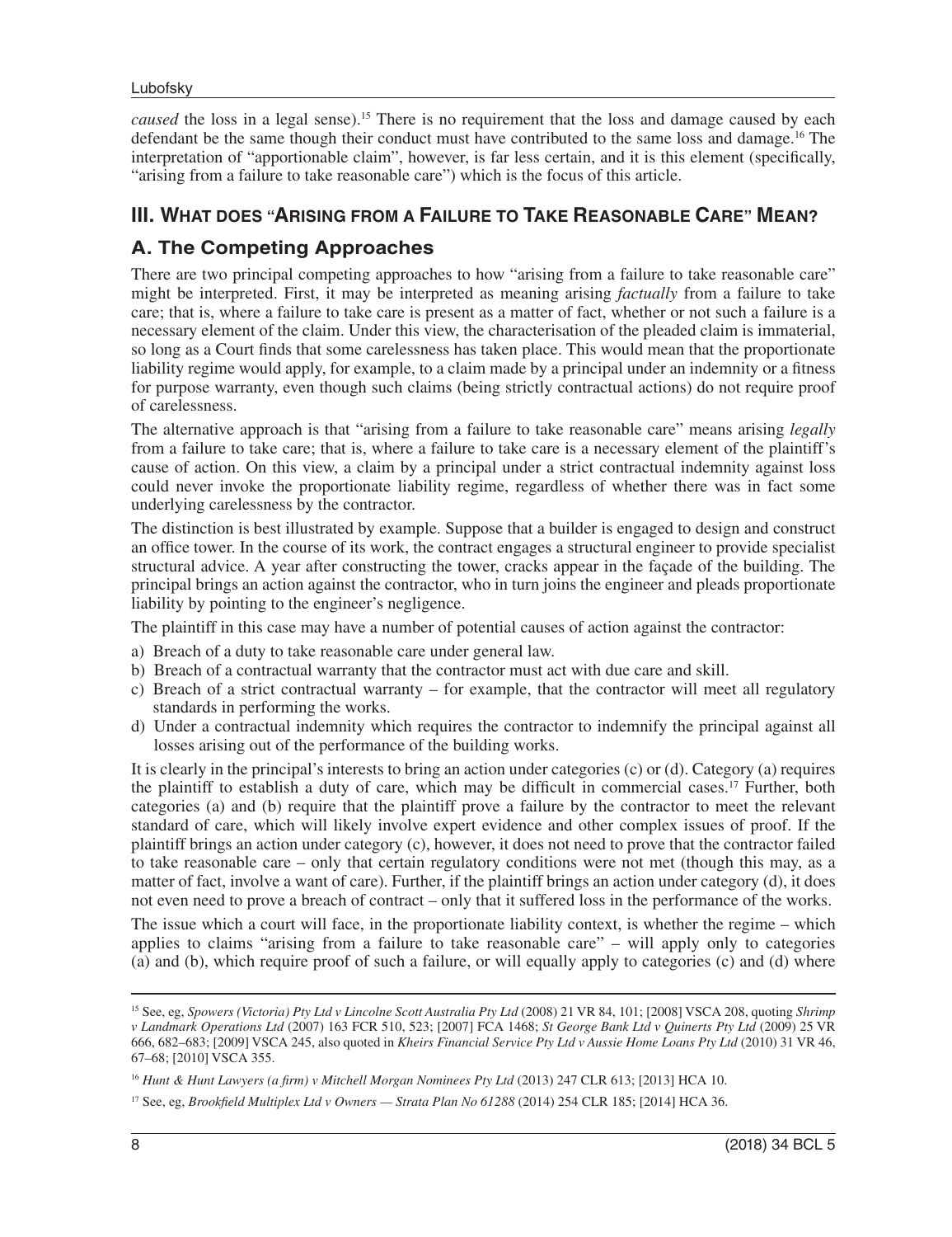*caused* the loss in a legal sense).[15] There is no requirement that the loss and damage caused by each defendant be the same though their conduct must have contributed to the same loss and damage.[16] The interpretation of "apportionable claim", however, is far less certain, and it is this element (specifically, "arising from a failure to take reasonable care") which is the focus of this article.

## III. What does "Arising from a Failure to Take Reasonable Care" Mean?

### A. The Competing Approaches

There are two principal competing approaches to how "arising from a failure to take reasonable care" might be interpreted. First, it may be interpreted as meaning arising *factually* from a failure to take care; that is, where a failure to take care is present as a matter of fact, whether or not such a failure is a necessary element of the claim. Under this view, the characterisation of the pleaded claim is immaterial, so long as a Court finds that some carelessness has taken place. This would mean that the proportionate liability regime would apply, for example, to a claim made by a principal under an indemnity or a fitness for purpose warranty, even though such claims (being strictly contractual actions) do not require proof of carelessness.

The alternative approach is that "arising from a failure to take reasonable care" means arising *legally* from a failure to take care; that is, where a failure to take care is a necessary element of the plaintiff's cause of action. On this view, a claim by a principal under a strict contractual indemnity against loss could never invoke the proportionate liability regime, regardless of whether there was in fact some underlying carelessness by the contractor.

The distinction is best illustrated by example. Suppose that a builder is engaged to design and construct an office tower. In the course of its work, the contract engages a structural engineer to provide specialist structural advice. A year after constructing the tower, cracks appear in the façade of the building. The principal brings an action against the contractor, who in turn joins the engineer and pleads proportionate liability by pointing to the engineer's negligence.

The plaintiff in this case may have a number of potential causes of action against the contractor:

a) Breach of a duty to take reasonable care under general law.
b) Breach of a contractual warranty that the contractor must act with due care and skill.
c) Breach of a strict contractual warranty – for example, that the contractor will meet all regulatory standards in performing the works.
d) Under a contractual indemnity which requires the contractor to indemnify the principal against all losses arising out of the performance of the building works.

It is clearly in the principal's interests to bring an action under categories (c) or (d). Category (a) requires the plaintiff to establish a duty of care, which may be difficult in commercial cases.[17] Further, both categories (a) and (b) require that the plaintiff prove a failure by the contractor to meet the relevant standard of care, which will likely involve expert evidence and other complex issues of proof. If the plaintiff brings an action under category (c), however, it does not need to prove that the contractor failed to take reasonable care – only that certain regulatory conditions were not met (though this may, as a matter of fact, involve a want of care). Further, if the plaintiff brings an action under category (d), it does not even need to prove a breach of contract – only that it suffered loss in the performance of the works.

The issue which a court will face, in the proportionate liability context, is whether the regime – which applies to claims "arising from a failure to take reasonable care" – will apply only to categories (a) and (b), which require proof of such a failure, or will equally apply to categories (c) and (d) where

---

[15] See, eg, *Spowers (Victoria) Pty Ltd v Lincolne Scott Australia Pty Ltd* (2008) 21 VR 84, 101; [2008] VSCA 208, quoting *Shrimp v Landmark Operations Ltd* (2007) 163 FCR 510, 523; [2007] FCA 1468; *St George Bank Ltd v Quinerts Pty Ltd* (2009) 25 VR 666, 682–683; [2009] VSCA 245, also quoted in *Kheirs Financial Service Pty Ltd v Aussie Home Loans Pty Ltd* (2010) 31 VR 46, 67–68; [2010] VSCA 355.

[16] *Hunt & Hunt Lawyers (a firm) v Mitchell Morgan Nominees Pty Ltd* (2013) 247 CLR 613; [2013] HCA 10.

[17] See, eg, *Brookfield Multiplex Ltd v Owners — Strata Plan No 61288* (2014) 254 CLR 185; [2014] HCA 36.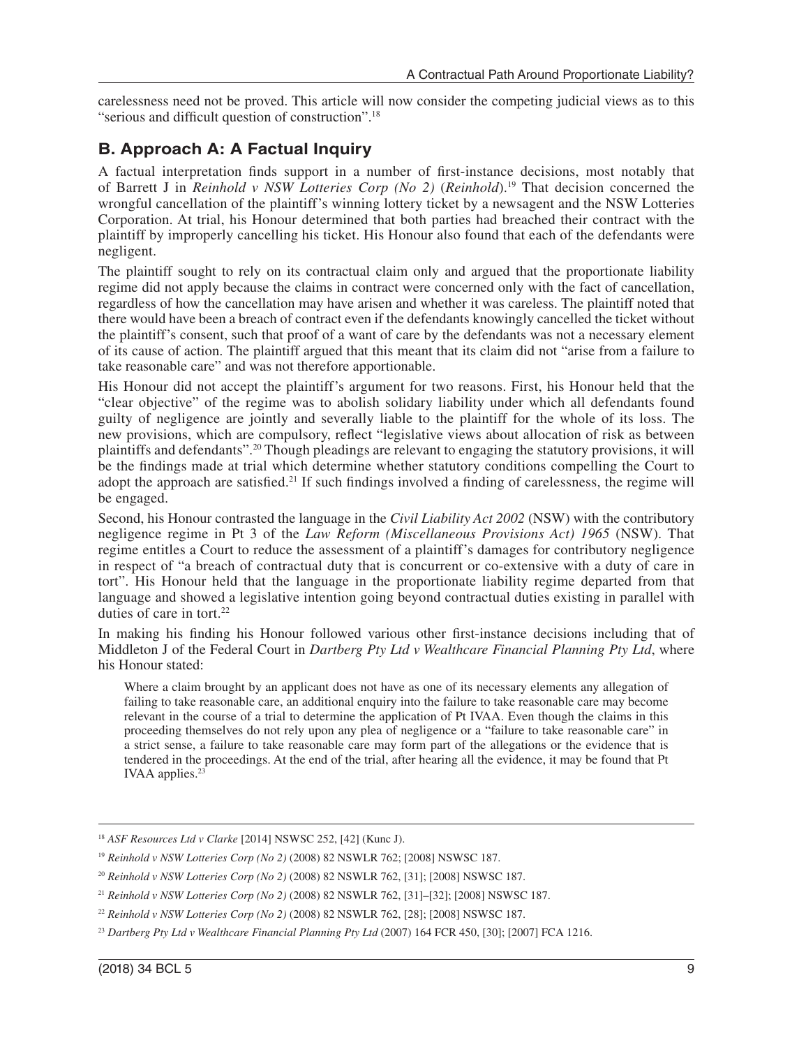carelessness need not be proved. This article will now consider the competing judicial views as to this "serious and difficult question of construction".[18]

## B. Approach A: A Factual Inquiry

A factual interpretation finds support in a number of first-instance decisions, most notably that of Barrett J in *Reinhold v NSW Lotteries Corp (No 2)* (*Reinhold*).[19] That decision concerned the wrongful cancellation of the plaintiff's winning lottery ticket by a newsagent and the NSW Lotteries Corporation. At trial, his Honour determined that both parties had breached their contract with the plaintiff by improperly cancelling his ticket. His Honour also found that each of the defendants were negligent.

The plaintiff sought to rely on its contractual claim only and argued that the proportionate liability regime did not apply because the claims in contract were concerned only with the fact of cancellation, regardless of how the cancellation may have arisen and whether it was careless. The plaintiff noted that there would have been a breach of contract even if the defendants knowingly cancelled the ticket without the plaintiff's consent, such that proof of a want of care by the defendants was not a necessary element of its cause of action. The plaintiff argued that this meant that its claim did not "arise from a failure to take reasonable care" and was not therefore apportionable.

His Honour did not accept the plaintiff's argument for two reasons. First, his Honour held that the "clear objective" of the regime was to abolish solidary liability under which all defendants found guilty of negligence are jointly and severally liable to the plaintiff for the whole of its loss. The new provisions, which are compulsory, reflect "legislative views about allocation of risk as between plaintiffs and defendants".[20] Though pleadings are relevant to engaging the statutory provisions, it will be the findings made at trial which determine whether statutory conditions compelling the Court to adopt the approach are satisfied.[21] If such findings involved a finding of carelessness, the regime will be engaged.

Second, his Honour contrasted the language in the *Civil Liability Act 2002* (NSW) with the contributory negligence regime in Pt 3 of the *Law Reform (Miscellaneous Provisions Act) 1965* (NSW). That regime entitles a Court to reduce the assessment of a plaintiff's damages for contributory negligence in respect of "a breach of contractual duty that is concurrent or co-extensive with a duty of care in tort". His Honour held that the language in the proportionate liability regime departed from that language and showed a legislative intention going beyond contractual duties existing in parallel with duties of care in tort.[22]

In making his finding his Honour followed various other first-instance decisions including that of Middleton J of the Federal Court in *Dartberg Pty Ltd v Wealthcare Financial Planning Pty Ltd*, where his Honour stated:

> Where a claim brought by an applicant does not have as one of its necessary elements any allegation of failing to take reasonable care, an additional enquiry into the failure to take reasonable care may become relevant in the course of a trial to determine the application of Pt IVAA. Even though the claims in this proceeding themselves do not rely upon any plea of negligence or a "failure to take reasonable care" in a strict sense, a failure to take reasonable care may form part of the allegations or the evidence that is tendered in the proceedings. At the end of the trial, after hearing all the evidence, it may be found that Pt IVAA applies.[23]

---

[18] *ASF Resources Ltd v Clarke* [2014] NSWSC 252, [42] (Kunc J).

[19] *Reinhold v NSW Lotteries Corp (No 2)* (2008) 82 NSWLR 762; [2008] NSWSC 187.

[20] *Reinhold v NSW Lotteries Corp (No 2)* (2008) 82 NSWLR 762, [31]; [2008] NSWSC 187.

[21] *Reinhold v NSW Lotteries Corp (No 2)* (2008) 82 NSWLR 762, [31]–[32]; [2008] NSWSC 187.

[22] *Reinhold v NSW Lotteries Corp (No 2)* (2008) 82 NSWLR 762, [28]; [2008] NSWSC 187.

[23] *Dartberg Pty Ltd v Wealthcare Financial Planning Pty Ltd* (2007) 164 FCR 450, [30]; [2007] FCA 1216.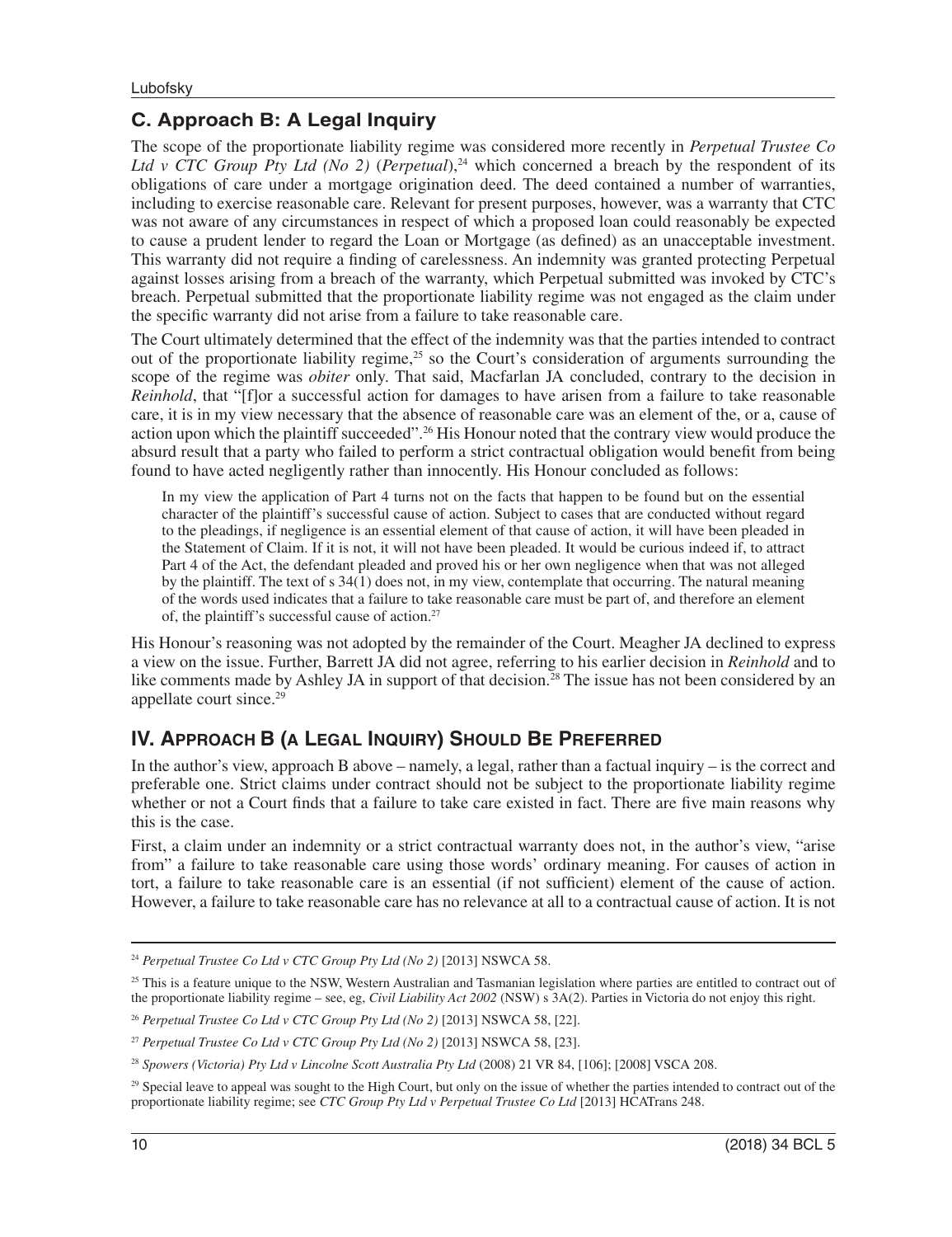## C. Approach B: A Legal Inquiry

The scope of the proportionate liability regime was considered more recently in *Perpetual Trustee Co Ltd v CTC Group Pty Ltd (No 2)* (*Perpetual*),[24] which concerned a breach by the respondent of its obligations of care under a mortgage origination deed. The deed contained a number of warranties, including to exercise reasonable care. Relevant for present purposes, however, was a warranty that CTC was not aware of any circumstances in respect of which a proposed loan could reasonably be expected to cause a prudent lender to regard the Loan or Mortgage (as defined) as an unacceptable investment. This warranty did not require a finding of carelessness. An indemnity was granted protecting Perpetual against losses arising from a breach of the warranty, which Perpetual submitted was invoked by CTC's breach. Perpetual submitted that the proportionate liability regime was not engaged as the claim under the specific warranty did not arise from a failure to take reasonable care.

The Court ultimately determined that the effect of the indemnity was that the parties intended to contract out of the proportionate liability regime,[25] so the Court's consideration of arguments surrounding the scope of the regime was *obiter* only. That said, Macfarlan JA concluded, contrary to the decision in *Reinhold*, that "[f]or a successful action for damages to have arisen from a failure to take reasonable care, it is in my view necessary that the absence of reasonable care was an element of the, or a, cause of action upon which the plaintiff succeeded".[26] His Honour noted that the contrary view would produce the absurd result that a party who failed to perform a strict contractual obligation would benefit from being found to have acted negligently rather than innocently. His Honour concluded as follows:

> In my view the application of Part 4 turns not on the facts that happen to be found but on the essential character of the plaintiff's successful cause of action. Subject to cases that are conducted without regard to the pleadings, if negligence is an essential element of that cause of action, it will have been pleaded in the Statement of Claim. If it is not, it will not have been pleaded. It would be curious indeed if, to attract Part 4 of the Act, the defendant pleaded and proved his or her own negligence when that was not alleged by the plaintiff. The text of s 34(1) does not, in my view, contemplate that occurring. The natural meaning of the words used indicates that a failure to take reasonable care must be part of, and therefore an element of, the plaintiff's successful cause of action.[27]

His Honour's reasoning was not adopted by the remainder of the Court. Meagher JA declined to express a view on the issue. Further, Barrett JA did not agree, referring to his earlier decision in *Reinhold* and to like comments made by Ashley JA in support of that decision.[28] The issue has not been considered by an appellate court since.[29]

# IV. Approach B (a Legal Inquiry) Should Be Preferred

In the author's view, approach B above – namely, a legal, rather than a factual inquiry – is the correct and preferable one. Strict claims under contract should not be subject to the proportionate liability regime whether or not a Court finds that a failure to take care existed in fact. There are five main reasons why this is the case.

First, a claim under an indemnity or a strict contractual warranty does not, in the author's view, "arise from" a failure to take reasonable care using those words' ordinary meaning. For causes of action in tort, a failure to take reasonable care is an essential (if not sufficient) element of the cause of action. However, a failure to take reasonable care has no relevance at all to a contractual cause of action. It is not

---

[24] *Perpetual Trustee Co Ltd v CTC Group Pty Ltd (No 2)* [2013] NSWCA 58.

[25] This is a feature unique to the NSW, Western Australian and Tasmanian legislation where parties are entitled to contract out of the proportionate liability regime – see, eg, *Civil Liability Act 2002* (NSW) s 3A(2). Parties in Victoria do not enjoy this right.

[26] *Perpetual Trustee Co Ltd v CTC Group Pty Ltd (No 2)* [2013] NSWCA 58, [22].

[27] *Perpetual Trustee Co Ltd v CTC Group Pty Ltd (No 2)* [2013] NSWCA 58, [23].

[28] *Spowers (Victoria) Pty Ltd v Lincolne Scott Australia Pty Ltd* (2008) 21 VR 84, [106]; [2008] VSCA 208.

[29] Special leave to appeal was sought to the High Court, but only on the issue of whether the parties intended to contract out of the proportionate liability regime; see *CTC Group Pty Ltd v Perpetual Trustee Co Ltd* [2013] HCATrans 248.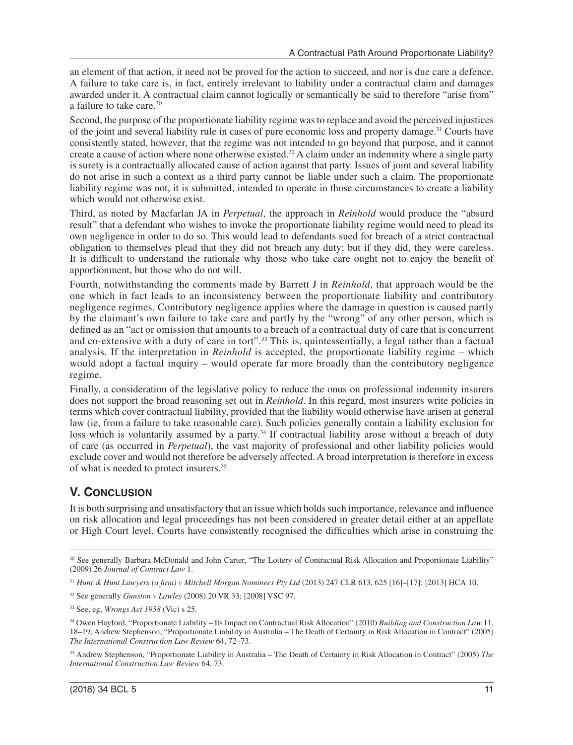an element of that action, it need not be proved for the action to succeed, and nor is due care a defence. A failure to take care is, in fact, entirely irrelevant to liability under a contractual claim and damages awarded under it. A contractual claim cannot logically or semantically be said to therefore "arise from" a failure to take care.[30]

Second, the purpose of the proportionate liability regime was to replace and avoid the perceived injustices of the joint and several liability rule in cases of pure economic loss and property damage.[31] Courts have consistently stated, however, that the regime was not intended to go beyond that purpose, and it cannot create a cause of action where none otherwise existed.[32] A claim under an indemnity where a single party is surety is a contractually allocated cause of action against that party. Issues of joint and several liability do not arise in such a context as a third party cannot be liable under such a claim. The proportionate liability regime was not, it is submitted, intended to operate in those circumstances to create a liability which would not otherwise exist.

Third, as noted by Macfarlan JA in *Perpetual*, the approach in *Reinhold* would produce the "absurd result" that a defendant who wishes to invoke the proportionate liability regime would need to plead its own negligence in order to do so. This would lead to defendants sued for breach of a strict contractual obligation to themselves plead that they did not breach any duty; but if they did, they were careless. It is difficult to understand the rationale why those who take care ought not to enjoy the benefit of apportionment, but those who do not will.

Fourth, notwithstanding the comments made by Barrett J in *Reinhold*, that approach would be the one which in fact leads to an inconsistency between the proportionate liability and contributory negligence regimes. Contributory negligence applies where the damage in question is caused partly by the claimant's own failure to take care and partly by the "wrong" of any other person, which is defined as an "act or omission that amounts to a breach of a contractual duty of care that is concurrent and co-extensive with a duty of care in tort".[33] This is, quintessentially, a legal rather than a factual analysis. If the interpretation in *Reinhold* is accepted, the proportionate liability regime – which would adopt a factual inquiry – would operate far more broadly than the contributory negligence regime.

Finally, a consideration of the legislative policy to reduce the onus on professional indemnity insurers does not support the broad reasoning set out in *Reinhold*. In this regard, most insurers write policies in terms which cover contractual liability, provided that the liability would otherwise have arisen at general law (ie, from a failure to take reasonable care). Such policies generally contain a liability exclusion for loss which is voluntarily assumed by a party.[34] If contractual liability arose without a breach of duty of care (as occurred in *Perpetual*), the vast majority of professional and other liability policies would exclude cover and would not therefore be adversely affected. A broad interpretation is therefore in excess of what is needed to protect insurers.[35]

## V. Conclusion

It is both surprising and unsatisfactory that an issue which holds such importance, relevance and influence on risk allocation and legal proceedings has not been considered in greater detail either at an appellate or High Court level. Courts have consistently recognised the difficulties which arise in construing the

---

[30] See generally Barbara McDonald and John Carter, "The Lottery of Contractual Risk Allocation and Proportionate Liability" (2009) 26 *Journal of Contract Law* 1.

[31] *Hunt & Hunt Lawyers (a firm) v Mitchell Morgan Nominees Pty Ltd* (2013) 247 CLR 613, 625 [16]–[17]; [2013] HCA 10.

[32] See generally *Gunston v Lawley* (2008) 20 VR 33; [2008] VSC 97.

[33] See, eg, *Wrongs Act 1958* (Vic) s 25.

[34] Owen Hayford, "Proportionate Liability – Its Impact on Contractual Risk Allocation" (2010) *Building and Construction Law* 11, 18–19; Andrew Stephenson, "Proportionate Liability in Australia – The Death of Certainty in Risk Allocation in Contract" (2005) *The International Construction Law Review* 64, 72–73.

[35] Andrew Stephenson, "Proportionate Liability in Australia – The Death of Certainty in Risk Allocation in Contract" (2005) *The International Construction Law Review* 64, 73.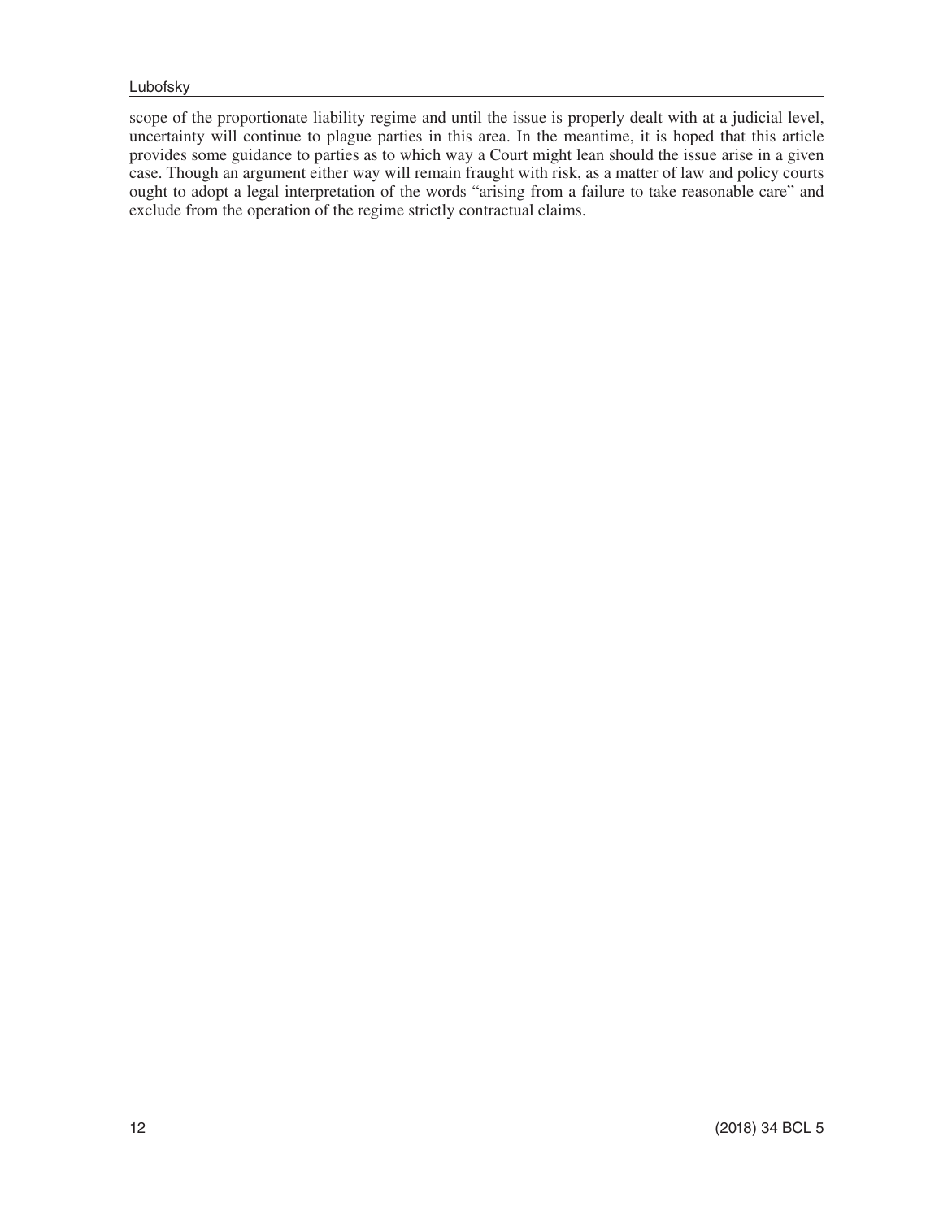scope of the proportionate liability regime and until the issue is properly dealt with at a judicial level, uncertainty will continue to plague parties in this area. In the meantime, it is hoped that this article provides some guidance to parties as to which way a Court might lean should the issue arise in a given case. Though an argument either way will remain fraught with risk, as a matter of law and policy courts ought to adopt a legal interpretation of the words "arising from a failure to take reasonable care" and exclude from the operation of the regime strictly contractual claims.